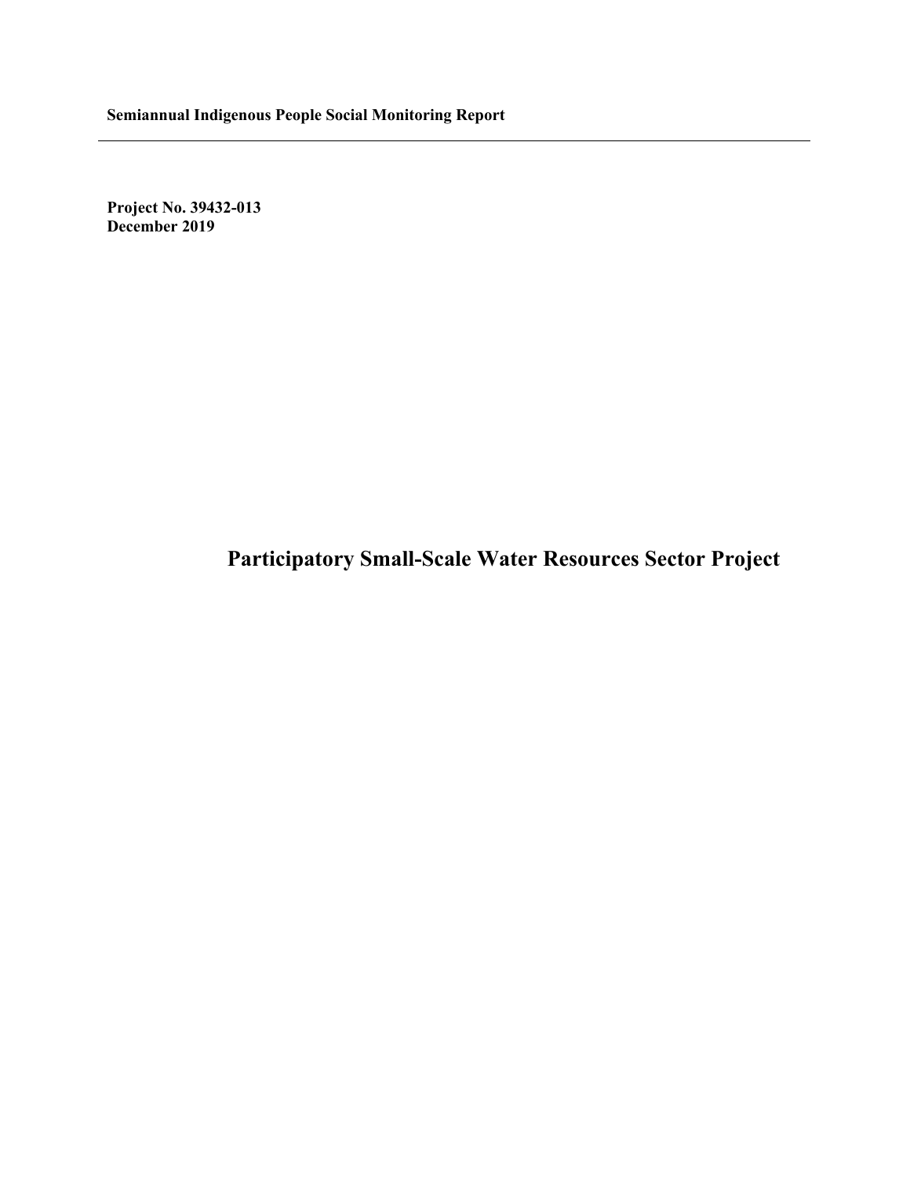**Semiannual Indigenous People Social Monitoring Report**

---

**Project No. 39432-013**
**December 2019**

# Participatory Small-Scale Water Resources Sector Project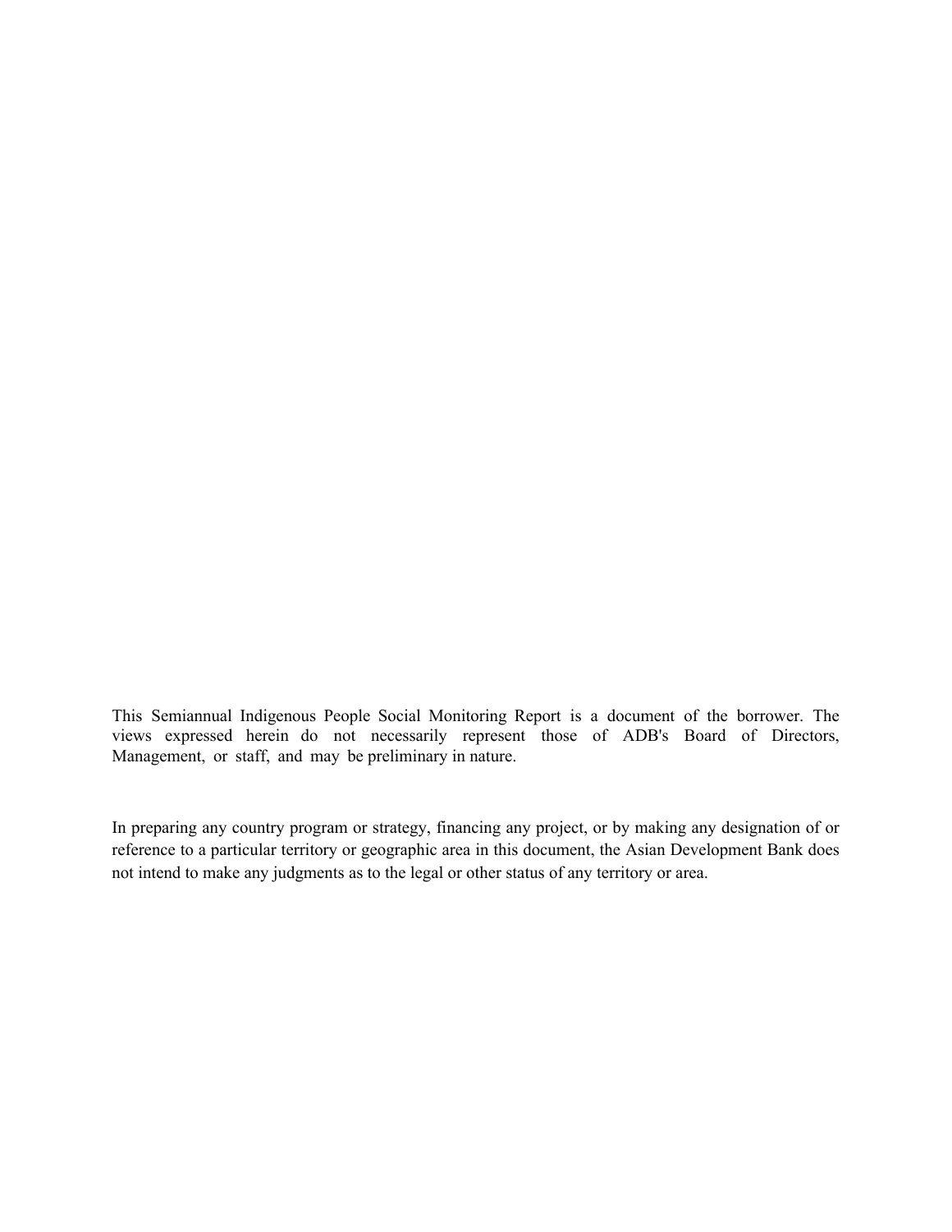This Semiannual Indigenous People Social Monitoring Report is a document of the borrower. The views expressed herein do not necessarily represent those of ADB's Board of Directors, Management, or staff, and may be preliminary in nature.

In preparing any country program or strategy, financing any project, or by making any designation of or reference to a particular territory or geographic area in this document, the Asian Development Bank does not intend to make any judgments as to the legal or other status of any territory or area.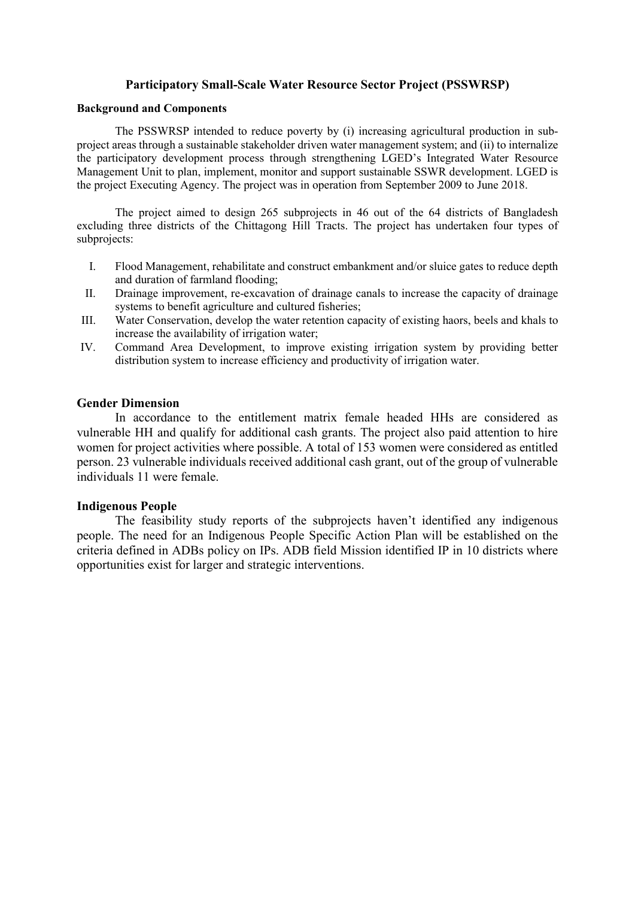## Participatory Small-Scale Water Resource Sector Project (PSSWRSP)

### Background and Components

The PSSWRSP intended to reduce poverty by (i) increasing agricultural production in sub-project areas through a sustainable stakeholder driven water management system; and (ii) to internalize the participatory development process through strengthening LGED's Integrated Water Resource Management Unit to plan, implement, monitor and support sustainable SSWR development. LGED is the project Executing Agency. The project was in operation from September 2009 to June 2018.

The project aimed to design 265 subprojects in 46 out of the 64 districts of Bangladesh excluding three districts of the Chittagong Hill Tracts. The project has undertaken four types of subprojects:

I. Flood Management, rehabilitate and construct embankment and/or sluice gates to reduce depth and duration of farmland flooding;
II. Drainage improvement, re-excavation of drainage canals to increase the capacity of drainage systems to benefit agriculture and cultured fisheries;
III. Water Conservation, develop the water retention capacity of existing haors, beels and khals to increase the availability of irrigation water;
IV. Command Area Development, to improve existing irrigation system by providing better distribution system to increase efficiency and productivity of irrigation water.

### Gender Dimension

In accordance to the entitlement matrix female headed HHs are considered as vulnerable HH and qualify for additional cash grants. The project also paid attention to hire women for project activities where possible. A total of 153 women were considered as entitled person. 23 vulnerable individuals received additional cash grant, out of the group of vulnerable individuals 11 were female.

### Indigenous People

The feasibility study reports of the subprojects haven't identified any indigenous people. The need for an Indigenous People Specific Action Plan will be established on the criteria defined in ADBs policy on IPs. ADB field Mission identified IP in 10 districts where opportunities exist for larger and strategic interventions.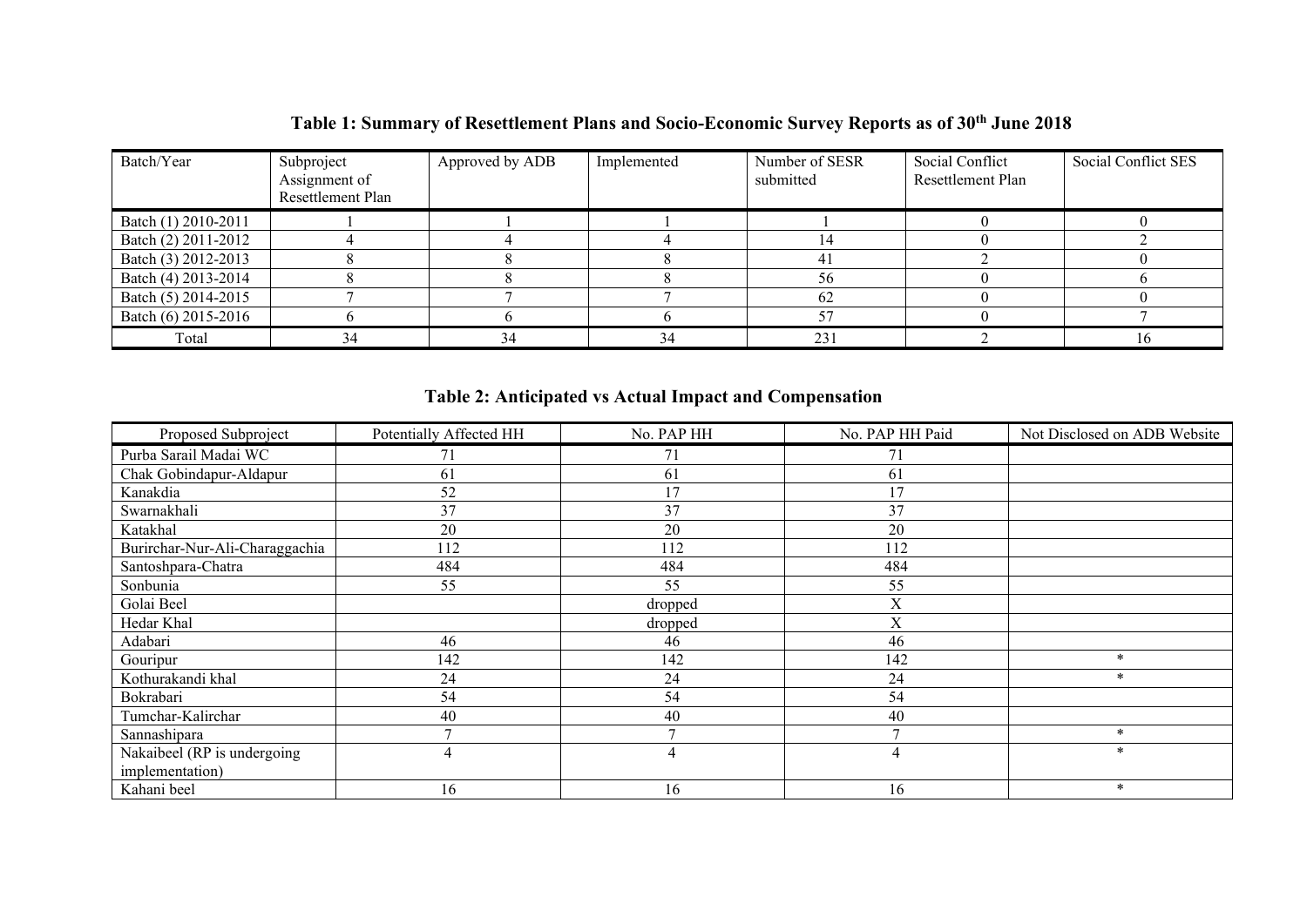**Table 1: Summary of Resettlement Plans and Socio-Economic Survey Reports as of 30th June 2018**

| Batch/Year | Subproject Assignment of Resettlement Plan | Approved by ADB | Implemented | Number of SESR submitted | Social Conflict Resettlement Plan | Social Conflict SES |
|---|---|---|---|---|---|---|
| Batch (1) 2010-2011 | 1 | 1 | 1 | 1 | 0 | 0 |
| Batch (2) 2011-2012 | 4 | 4 | 4 | 14 | 0 | 2 |
| Batch (3) 2012-2013 | 8 | 8 | 8 | 41 | 2 | 0 |
| Batch (4) 2013-2014 | 8 | 8 | 8 | 56 | 0 | 6 |
| Batch (5) 2014-2015 | 7 | 7 | 7 | 62 | 0 | 0 |
| Batch (6) 2015-2016 | 6 | 6 | 6 | 57 | 0 | 7 |
| Total | 34 | 34 | 34 | 231 | 2 | 16 |

**Table 2: Anticipated vs Actual Impact and Compensation**

| Proposed Subproject | Potentially Affected HH | No. PAP HH | No. PAP HH Paid | Not Disclosed on ADB Website |
|---|---|---|---|---|
| Purba Sarail Madai WC | 71 | 71 | 71 | |
| Chak Gobindapur-Aldapur | 61 | 61 | 61 | |
| Kanakdia | 52 | 17 | 17 | |
| Swarnakhali | 37 | 37 | 37 | |
| Katakhal | 20 | 20 | 20 | |
| Burirchar-Nur-Ali-Charaggachia | 112 | 112 | 112 | |
| Santoshpara-Chatra | 484 | 484 | 484 | |
| Sonbunia | 55 | 55 | 55 | |
| Golai Beel | | dropped | X | |
| Hedar Khal | | dropped | X | |
| Adabari | 46 | 46 | 46 | |
| Gouripur | 142 | 142 | 142 | * |
| Kothurakandi khal | 24 | 24 | 24 | * |
| Bokrabari | 54 | 54 | 54 | |
| Tumchar-Kalirchar | 40 | 40 | 40 | |
| Sannashipara | 7 | 7 | 7 | * |
| Nakaibeel (RP is undergoing implementation) | 4 | 4 | 4 | * |
| Kahani beel | 16 | 16 | 16 | * |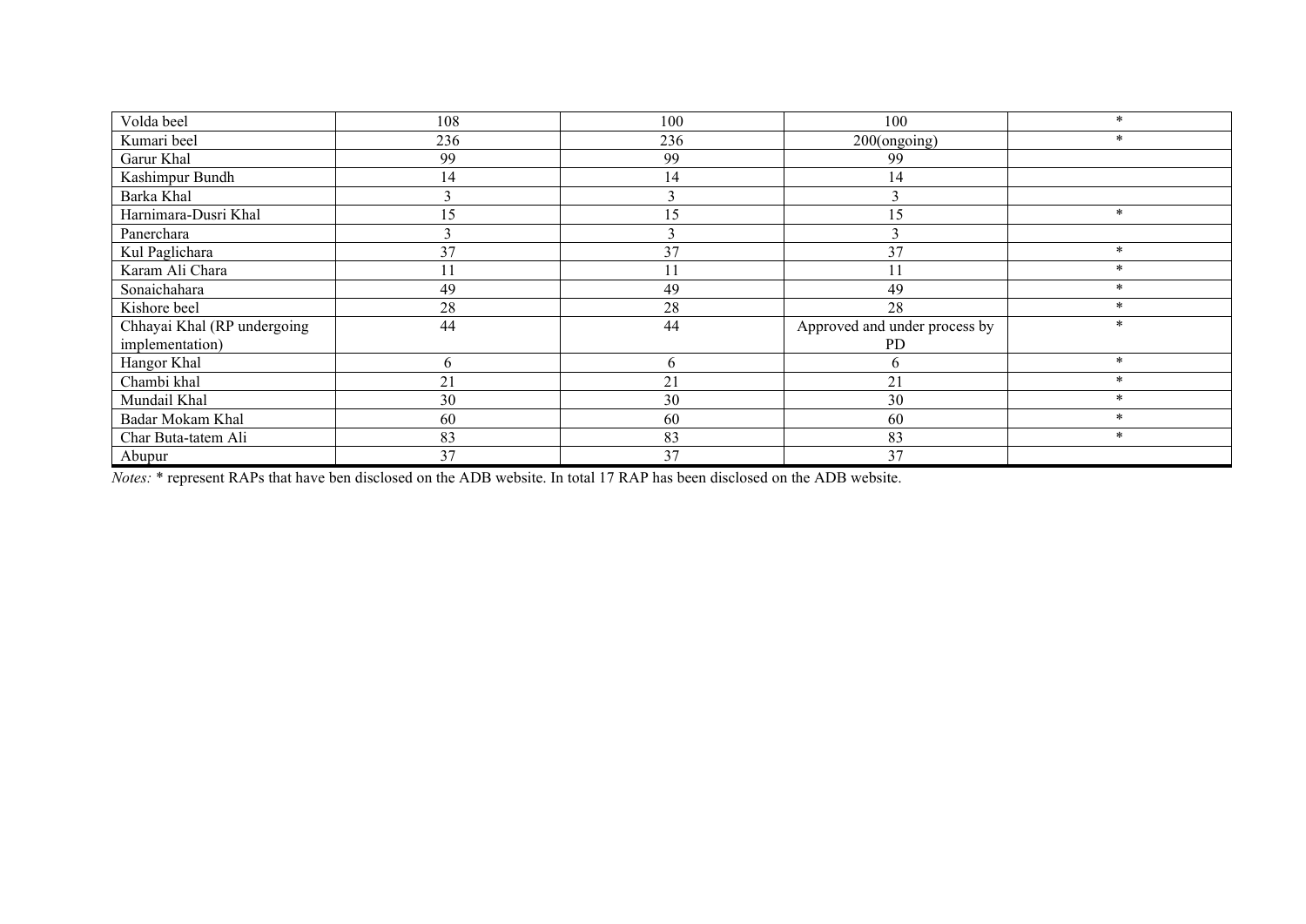| | | | | |
|---|---|---|---|---|
| Volda beel | 108 | 100 | 100 | * |
| Kumari beel | 236 | 236 | 200(ongoing) | * |
| Garur Khal | 99 | 99 | 99 | |
| Kashimpur Bundh | 14 | 14 | 14 | |
| Barka Khal | 3 | 3 | 3 | |
| Harnimara-Dusri Khal | 15 | 15 | 15 | * |
| Panerchara | 3 | 3 | 3 | |
| Kul Paglichara | 37 | 37 | 37 | * |
| Karam Ali Chara | 11 | 11 | 11 | * |
| Sonaichahara | 49 | 49 | 49 | * |
| Kishore beel | 28 | 28 | 28 | * |
| Chhayai Khal (RP undergoing implementation) | 44 | 44 | Approved and under process by PD | * |
| Hangor Khal | 6 | 6 | 6 | * |
| Chambi khal | 21 | 21 | 21 | * |
| Mundail Khal | 30 | 30 | 30 | * |
| Badar Mokam Khal | 60 | 60 | 60 | * |
| Char Buta-tatem Ali | 83 | 83 | 83 | * |
| Abupur | 37 | 37 | 37 | |

*Notes:* * represent RAPs that have ben disclosed on the ADB website. In total 17 RAP has been disclosed on the ADB website.